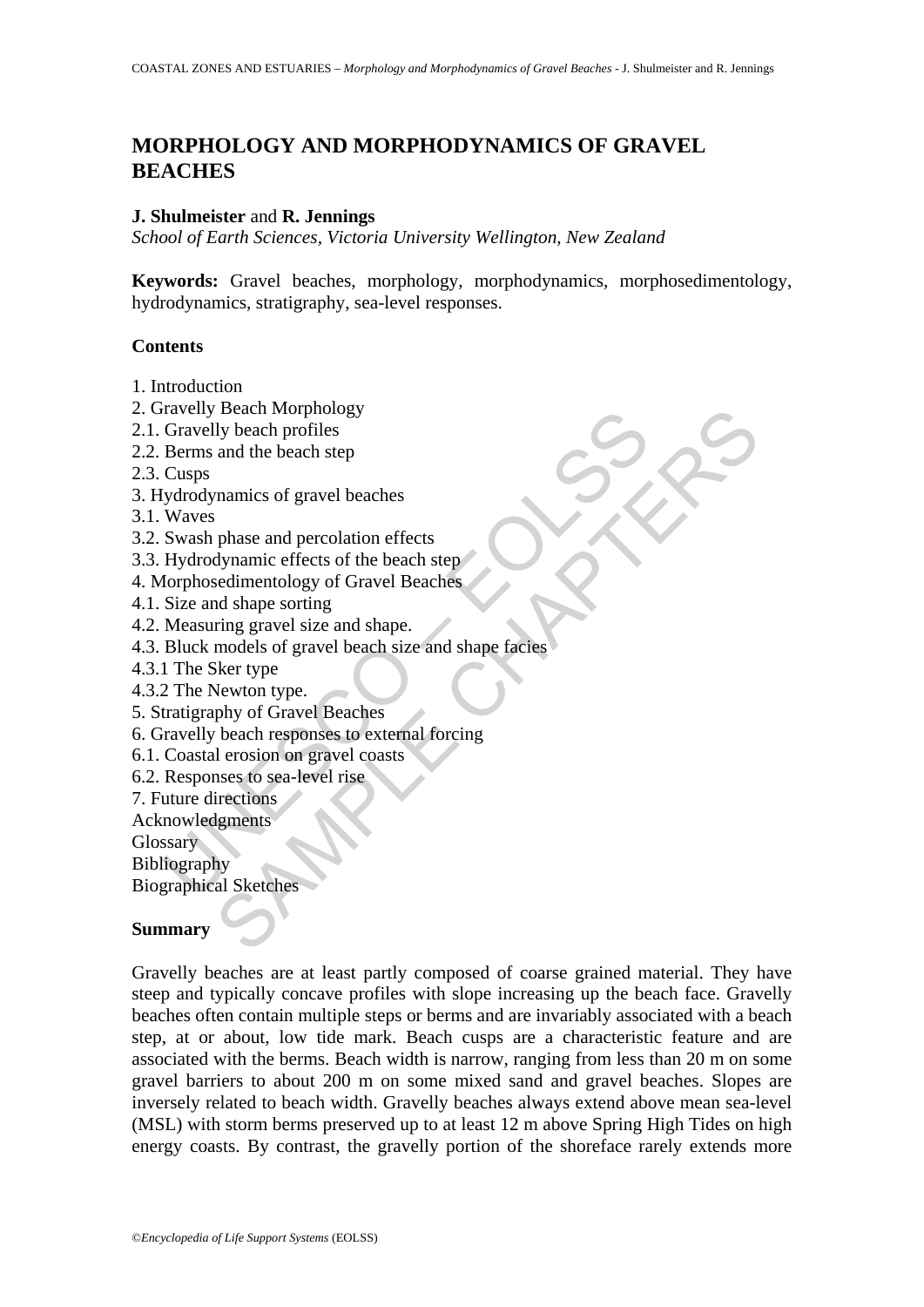# MORPHOLOGY AND MORPHODYNAMICS OF GRAVEL BEACHES

**J. Shulmeister** and **R. Jennings**

*School of Earth Sciences, Victoria University Wellington, New Zealand*

**Keywords:** Gravel beaches, morphology, morphodynamics, morphosedimentology, hydrodynamics, stratigraphy, sea-level responses.

## Contents

1. Introduction
2. Gravelly Beach Morphology
2.1. Gravelly beach profiles
2.2. Berms and the beach step
2.3. Cusps
3. Hydrodynamics of gravel beaches
3.1. Waves
3.2. Swash phase and percolation effects
3.3. Hydrodynamic effects of the beach step
4. Morphosedimentology of Gravel Beaches
4.1. Size and shape sorting
4.2. Measuring gravel size and shape.
4.3. Bluck models of gravel beach size and shape facies
4.3.1 The Sker type
4.3.2 The Newton type.
5. Stratigraphy of Gravel Beaches
6. Gravelly beach responses to external forcing
6.1. Coastal erosion on gravel coasts
6.2. Responses to sea-level rise
7. Future directions
Acknowledgments
Glossary
Bibliography
Biographical Sketches

## Summary

Gravelly beaches are at least partly composed of coarse grained material. They have steep and typically concave profiles with slope increasing up the beach face. Gravelly beaches often contain multiple steps or berms and are invariably associated with a beach step, at or about, low tide mark. Beach cusps are a characteristic feature and are associated with the berms. Beach width is narrow, ranging from less than 20 m on some gravel barriers to about 200 m on some mixed sand and gravel beaches. Slopes are inversely related to beach width. Gravelly beaches always extend above mean sea-level (MSL) with storm berms preserved up to at least 12 m above Spring High Tides on high energy coasts. By contrast, the gravelly portion of the shoreface rarely extends more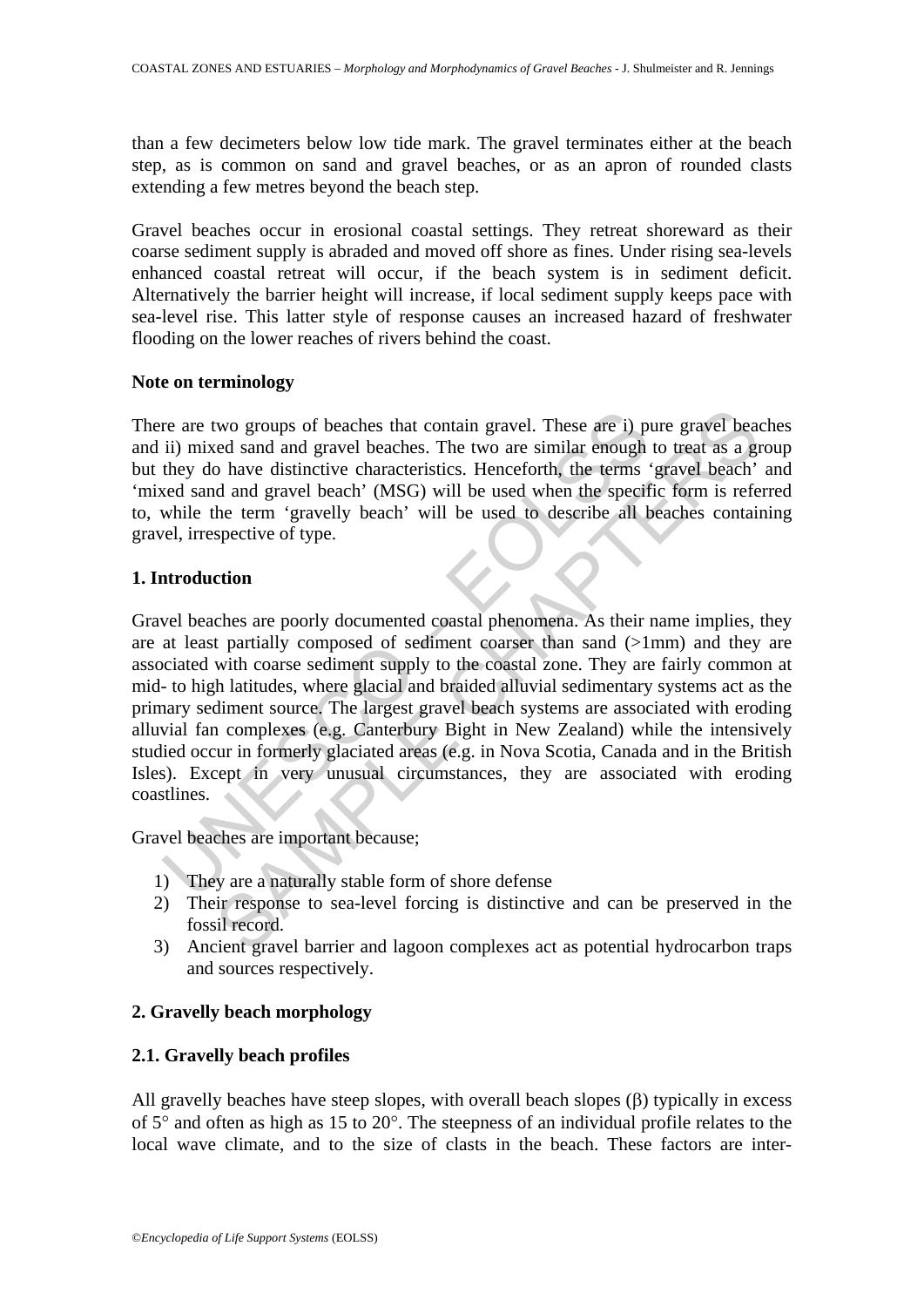than a few decimeters below low tide mark. The gravel terminates either at the beach step, as is common on sand and gravel beaches, or as an apron of rounded clasts extending a few metres beyond the beach step.

Gravel beaches occur in erosional coastal settings. They retreat shoreward as their coarse sediment supply is abraded and moved off shore as fines. Under rising sea-levels enhanced coastal retreat will occur, if the beach system is in sediment deficit. Alternatively the barrier height will increase, if local sediment supply keeps pace with sea-level rise. This latter style of response causes an increased hazard of freshwater flooding on the lower reaches of rivers behind the coast.

**Note on terminology**

There are two groups of beaches that contain gravel. These are i) pure gravel beaches and ii) mixed sand and gravel beaches. The two are similar enough to treat as a group but they do have distinctive characteristics. Henceforth, the terms 'gravel beach' and 'mixed sand and gravel beach' (MSG) will be used when the specific form is referred to, while the term 'gravelly beach' will be used to describe all beaches containing gravel, irrespective of type.

## 1. Introduction

Gravel beaches are poorly documented coastal phenomena. As their name implies, they are at least partially composed of sediment coarser than sand (>1mm) and they are associated with coarse sediment supply to the coastal zone. They are fairly common at mid- to high latitudes, where glacial and braided alluvial sedimentary systems act as the primary sediment source. The largest gravel beach systems are associated with eroding alluvial fan complexes (e.g. Canterbury Bight in New Zealand) while the intensively studied occur in formerly glaciated areas (e.g. in Nova Scotia, Canada and in the British Isles). Except in very unusual circumstances, they are associated with eroding coastlines.

Gravel beaches are important because;

1) They are a naturally stable form of shore defense
2) Their response to sea-level forcing is distinctive and can be preserved in the fossil record.
3) Ancient gravel barrier and lagoon complexes act as potential hydrocarbon traps and sources respectively.

## 2. Gravelly beach morphology

### 2.1. Gravelly beach profiles

All gravelly beaches have steep slopes, with overall beach slopes ($\beta$) typically in excess of 5° and often as high as 15 to 20°. The steepness of an individual profile relates to the local wave climate, and to the size of clasts in the beach. These factors are inter-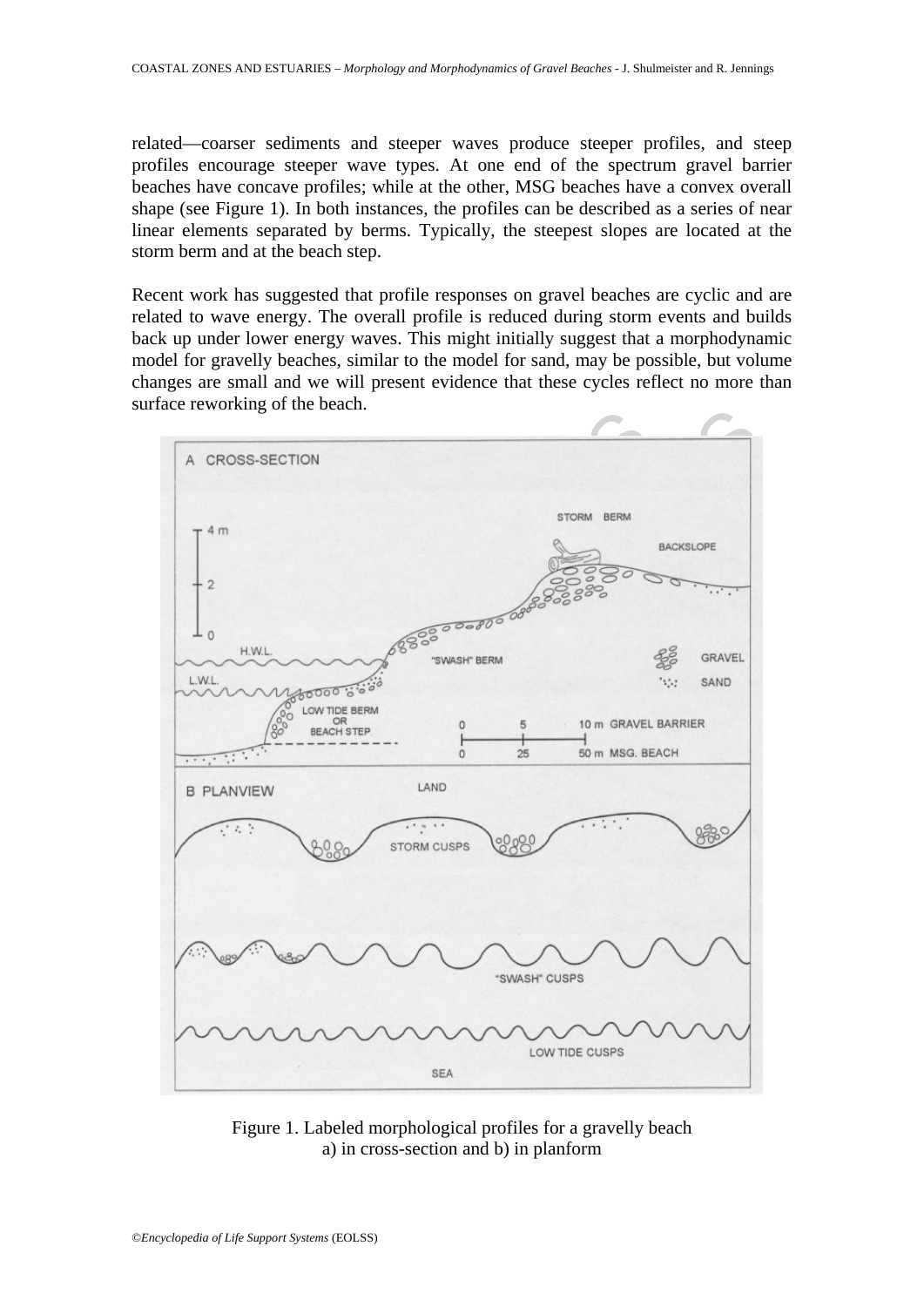related—coarser sediments and steeper waves produce steeper profiles, and steep profiles encourage steeper wave types. At one end of the spectrum gravel barrier beaches have concave profiles; while at the other, MSG beaches have a convex overall shape (see Figure 1). In both instances, the profiles can be described as a series of near linear elements separated by berms. Typically, the steepest slopes are located at the storm berm and at the beach step.

Recent work has suggested that profile responses on gravel beaches are cyclic and are related to wave energy. The overall profile is reduced during storm events and builds back up under lower energy waves. This might initially suggest that a morphodynamic model for gravelly beaches, similar to the model for sand, may be possible, but volume changes are small and we will present evidence that these cycles reflect no more than surface reworking of the beach.

Figure 1. Labeled morphological profiles for a gravelly beach a) in cross-section and b) in planform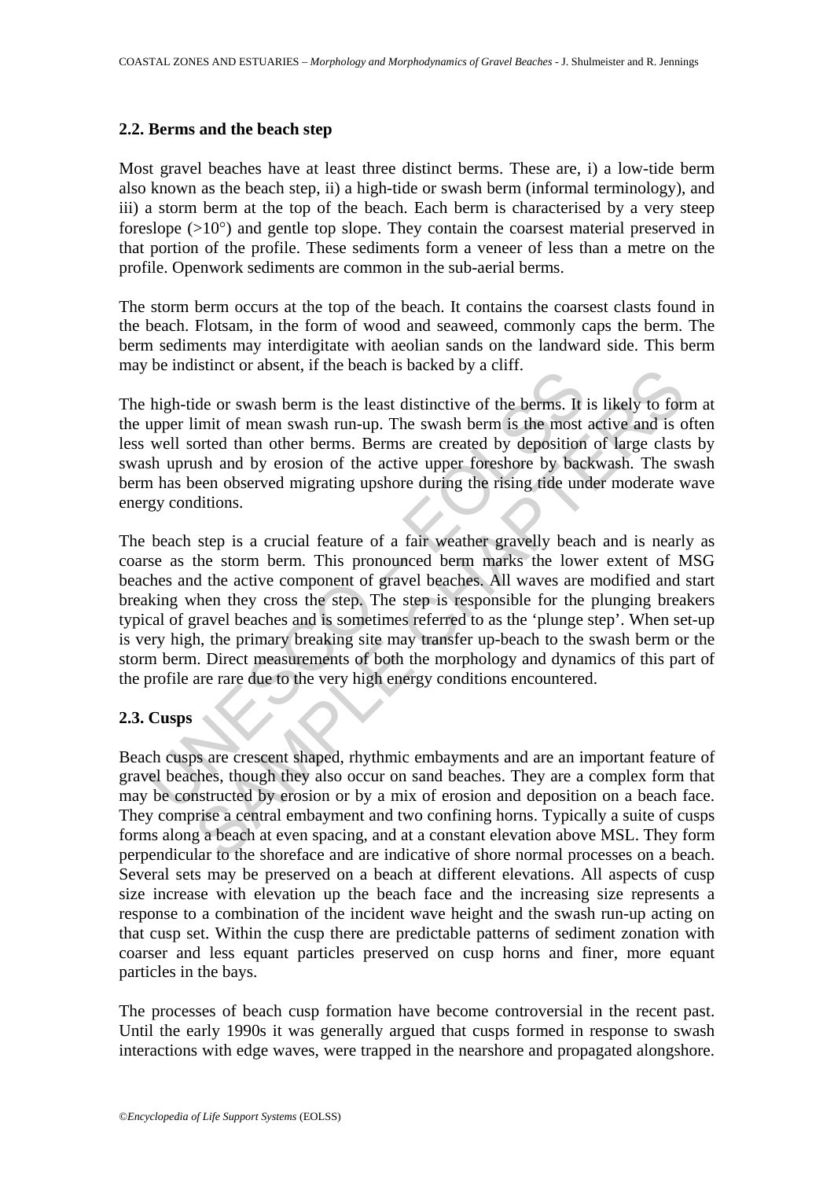## 2.2. Berms and the beach step

Most gravel beaches have at least three distinct berms. These are, i) a low-tide berm also known as the beach step, ii) a high-tide or swash berm (informal terminology), and iii) a storm berm at the top of the beach. Each berm is characterised by a very steep foreslope (>10°) and gentle top slope. They contain the coarsest material preserved in that portion of the profile. These sediments form a veneer of less than a metre on the profile. Openwork sediments are common in the sub-aerial berms.

The storm berm occurs at the top of the beach. It contains the coarsest clasts found in the beach. Flotsam, in the form of wood and seaweed, commonly caps the berm. The berm sediments may interdigitate with aeolian sands on the landward side. This berm may be indistinct or absent, if the beach is backed by a cliff.

The high-tide or swash berm is the least distinctive of the berms. It is likely to form at the upper limit of mean swash run-up. The swash berm is the most active and is often less well sorted than other berms. Berms are created by deposition of large clasts by swash uprush and by erosion of the active upper foreshore by backwash. The swash berm has been observed migrating upshore during the rising tide under moderate wave energy conditions.

The beach step is a crucial feature of a fair weather gravelly beach and is nearly as coarse as the storm berm. This pronounced berm marks the lower extent of MSG beaches and the active component of gravel beaches. All waves are modified and start breaking when they cross the step. The step is responsible for the plunging breakers typical of gravel beaches and is sometimes referred to as the 'plunge step'. When set-up is very high, the primary breaking site may transfer up-beach to the swash berm or the storm berm. Direct measurements of both the morphology and dynamics of this part of the profile are rare due to the very high energy conditions encountered.

## 2.3. Cusps

Beach cusps are crescent shaped, rhythmic embayments and are an important feature of gravel beaches, though they also occur on sand beaches. They are a complex form that may be constructed by erosion or by a mix of erosion and deposition on a beach face. They comprise a central embayment and two confining horns. Typically a suite of cusps forms along a beach at even spacing, and at a constant elevation above MSL. They form perpendicular to the shoreface and are indicative of shore normal processes on a beach. Several sets may be preserved on a beach at different elevations. All aspects of cusp size increase with elevation up the beach face and the increasing size represents a response to a combination of the incident wave height and the swash run-up acting on that cusp set. Within the cusp there are predictable patterns of sediment zonation with coarser and less equant particles preserved on cusp horns and finer, more equant particles in the bays.

The processes of beach cusp formation have become controversial in the recent past. Until the early 1990s it was generally argued that cusps formed in response to swash interactions with edge waves, were trapped in the nearshore and propagated alongshore.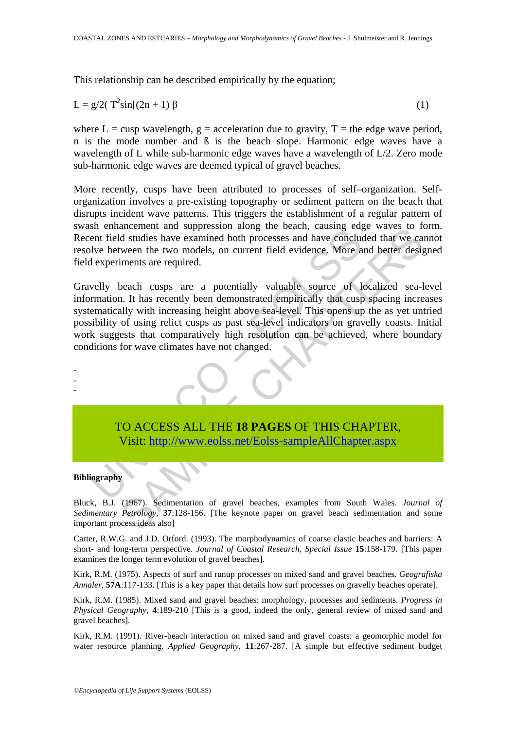This relationship can be described empirically by the equation;

$$L = g/2( T^2 \sin[(2n + 1) \beta \qquad (1)$$

where L = cusp wavelength, g = acceleration due to gravity, T = the edge wave period, n is the mode number and ß is the beach slope. Harmonic edge waves have a wavelength of L while sub-harmonic edge waves have a wavelength of L/2. Zero mode sub-harmonic edge waves are deemed typical of gravel beaches.

More recently, cusps have been attributed to processes of self–organization. Self-organization involves a pre-existing topography or sediment pattern on the beach that disrupts incident wave patterns. This triggers the establishment of a regular pattern of swash enhancement and suppression along the beach, causing edge waves to form. Recent field studies have examined both processes and have concluded that we cannot resolve between the two models, on current field evidence. More and better designed field experiments are required.

Gravelly beach cusps are a potentially valuable source of localized sea-level information. It has recently been demonstrated empirically that cusp spacing increases systematically with increasing height above sea-level. This opens up the as yet untried possibility of using relict cusps as past sea-level indicators on gravelly coasts. Initial work suggests that comparatively high resolution can be achieved, where boundary conditions for wave climates have not changed.

-
-
-

TO ACCESS ALL THE **18 PAGES** OF THIS CHAPTER,
Visit: http://www.eolss.net/Eolss-sampleAllChapter.aspx

**Bibliography**

Bluck, B.J. (1967). Sedimentation of gravel beaches, examples from South Wales. *Journal of Sedimentary Petrology*, **37**:128-156. [The keynote paper on gravel beach sedimentation and some important process ideas also]

Carter, R.W.G. and J.D. Orford. (1993). The morphodynamics of coarse clastic beaches and barriers: A short- and long-term perspective. *Journal of Coastal Research, Special Issue* **15**:158-179. [This paper examines the longer term evolution of gravel beaches].

Kirk, R.M. (1975). Aspects of surf and runup processes on mixed sand and gravel beaches. *Geografiska Annaler*, **57A**:117-133. [This is a key paper that details how surf processes on gravelly beaches operate].

Kirk, R.M. (1985). Mixed sand and gravel beaches: morphology, processes and sediments. *Progress in Physical Geography*, **4**:189-210 [This is a good, indeed the only, general review of mixed sand and gravel beaches].

Kirk, R.M. (1991). River-beach interaction on mixed sand and gravel coasts: a geomorphic model for water resource planning. *Applied Geography*, **11**:267-287. [A simple but effective sediment budget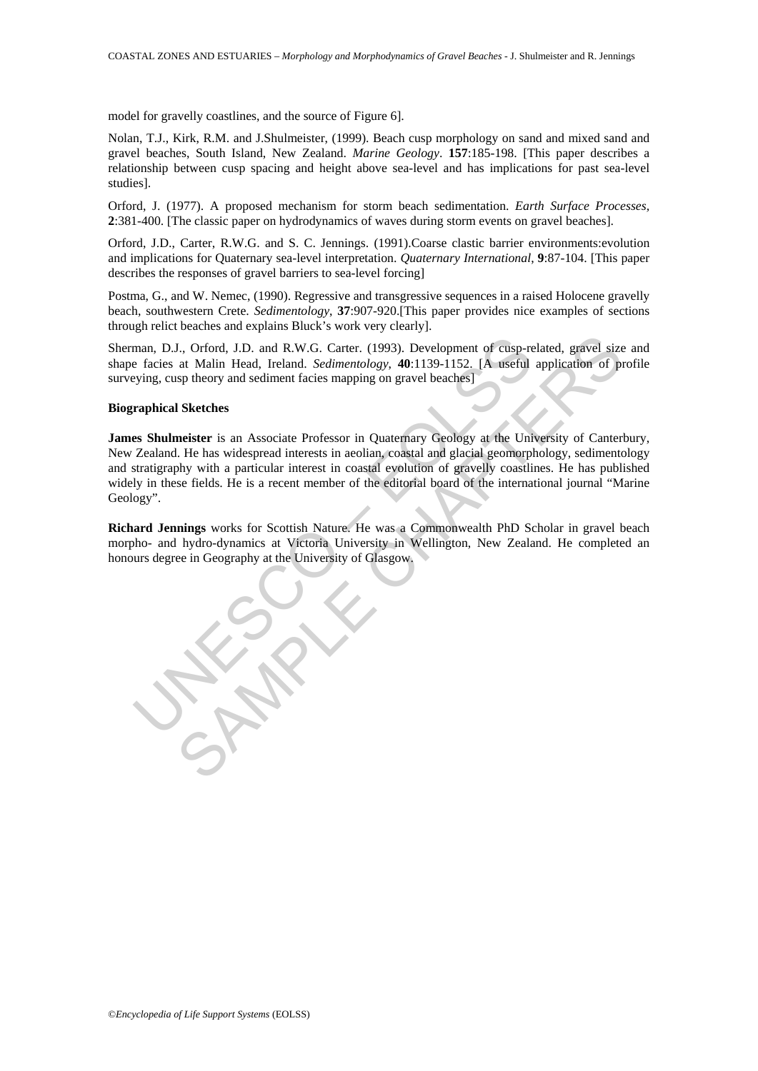model for gravelly coastlines, and the source of Figure 6].

Nolan, T.J., Kirk, R.M. and J.Shulmeister, (1999). Beach cusp morphology on sand and mixed sand and gravel beaches, South Island, New Zealand. *Marine Geology*. **157**:185-198. [This paper describes a relationship between cusp spacing and height above sea-level and has implications for past sea-level studies].

Orford, J. (1977). A proposed mechanism for storm beach sedimentation. *Earth Surface Processes*, **2**:381-400. [The classic paper on hydrodynamics of waves during storm events on gravel beaches].

Orford, J.D., Carter, R.W.G. and S. C. Jennings. (1991).Coarse clastic barrier environments:evolution and implications for Quaternary sea-level interpretation. *Quaternary International*, **9**:87-104. [This paper describes the responses of gravel barriers to sea-level forcing]

Postma, G., and W. Nemec, (1990). Regressive and transgressive sequences in a raised Holocene gravelly beach, southwestern Crete. *Sedimentology*, **37**:907-920.[This paper provides nice examples of sections through relict beaches and explains Bluck's work very clearly].

Sherman, D.J., Orford, J.D. and R.W.G. Carter. (1993). Development of cusp-related, gravel size and shape facies at Malin Head, Ireland. *Sedimentology*, **40**:1139-1152. [A useful application of profile surveying, cusp theory and sediment facies mapping on gravel beaches]

#### Biographical Sketches

**James Shulmeister** is an Associate Professor in Quaternary Geology at the University of Canterbury, New Zealand. He has widespread interests in aeolian, coastal and glacial geomorphology, sedimentology and stratigraphy with a particular interest in coastal evolution of gravelly coastlines. He has published widely in these fields. He is a recent member of the editorial board of the international journal "Marine Geology".

**Richard Jennings** works for Scottish Nature. He was a Commonwealth PhD Scholar in gravel beach morpho- and hydro-dynamics at Victoria University in Wellington, New Zealand. He completed an honours degree in Geography at the University of Glasgow.